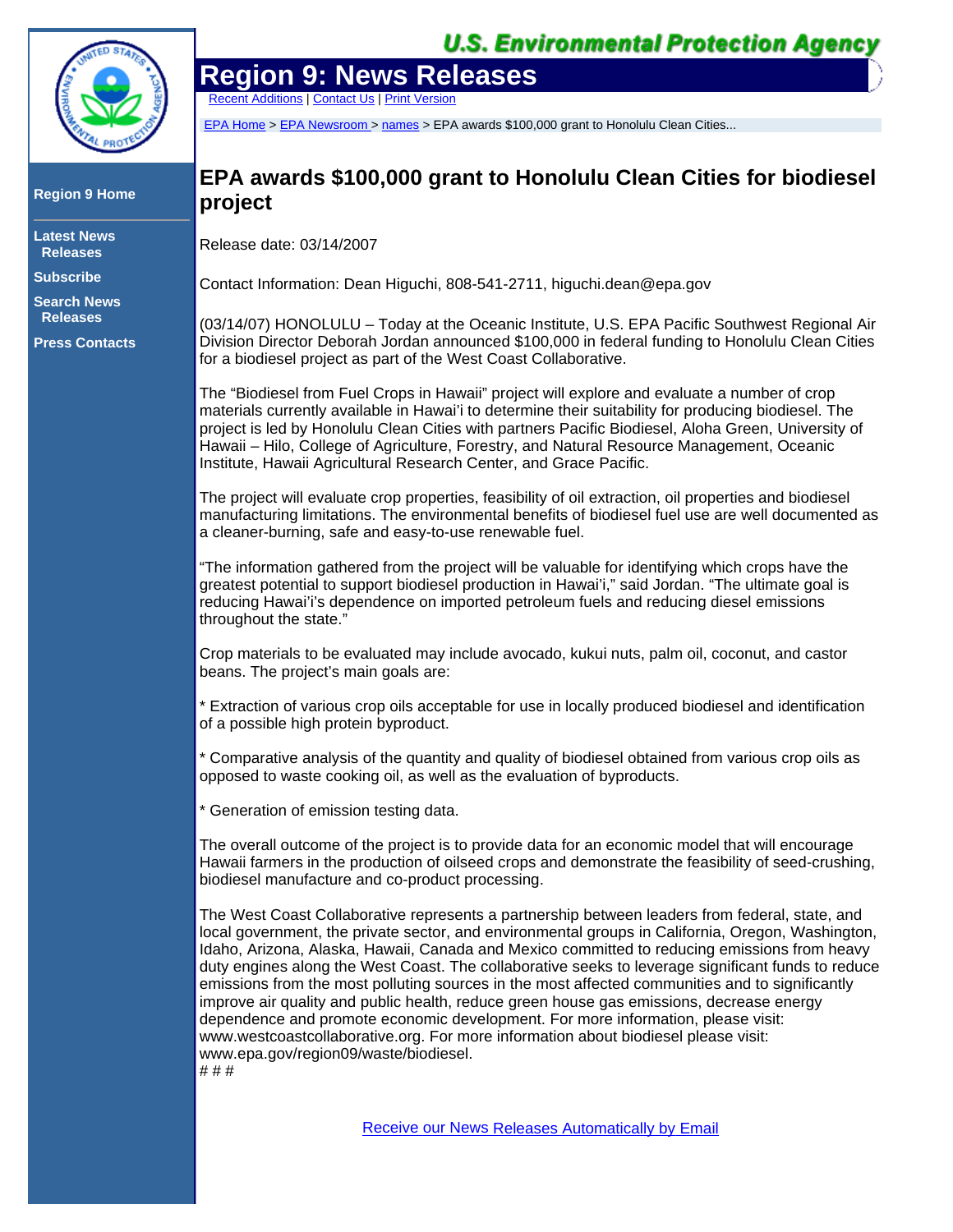# EPA awards $100,000 grant to Honolulu Clean Cities for biodiesel project

Release date: 03/14/2007

Contact Information: Dean Higuchi, 808-541-2711, higuchi.dean@epa.gov

(03/14/07) HONOLULU – Today at the Oceanic Institute, U.S. EPA Pacific Southwest Regional Air Division Director Deborah Jordan announced $100,000 in federal funding to Honolulu Clean Cities for a biodiesel project as part of the West Coast Collaborative.

The "Biodiesel from Fuel Crops in Hawaii" project will explore and evaluate a number of crop materials currently available in Hawai'i to determine their suitability for producing biodiesel. The project is led by Honolulu Clean Cities with partners Pacific Biodiesel, Aloha Green, University of Hawaii – Hilo, College of Agriculture, Forestry, and Natural Resource Management, Oceanic Institute, Hawaii Agricultural Research Center, and Grace Pacific.

The project will evaluate crop properties, feasibility of oil extraction, oil properties and biodiesel manufacturing limitations. The environmental benefits of biodiesel fuel use are well documented as a cleaner-burning, safe and easy-to-use renewable fuel.

"The information gathered from the project will be valuable for identifying which crops have the greatest potential to support biodiesel production in Hawai'i," said Jordan. "The ultimate goal is reducing Hawai'i's dependence on imported petroleum fuels and reducing diesel emissions throughout the state."

Crop materials to be evaluated may include avocado, kukui nuts, palm oil, coconut, and castor beans. The project's main goals are:

* Extraction of various crop oils acceptable for use in locally produced biodiesel and identification of a possible high protein byproduct.

* Comparative analysis of the quantity and quality of biodiesel obtained from various crop oils as opposed to waste cooking oil, as well as the evaluation of byproducts.

* Generation of emission testing data.

The overall outcome of the project is to provide data for an economic model that will encourage Hawaii farmers in the production of oilseed crops and demonstrate the feasibility of seed-crushing, biodiesel manufacture and co-product processing.

The West Coast Collaborative represents a partnership between leaders from federal, state, and local government, the private sector, and environmental groups in California, Oregon, Washington, Idaho, Arizona, Alaska, Hawaii, Canada and Mexico committed to reducing emissions from heavy duty engines along the West Coast. The collaborative seeks to leverage significant funds to reduce emissions from the most polluting sources in the most affected communities and to significantly improve air quality and public health, reduce green house gas emissions, decrease energy dependence and promote economic development. For more information, please visit: www.westcoastcollaborative.org. For more information about biodiesel please visit: www.epa.gov/region09/waste/biodiesel.

# # #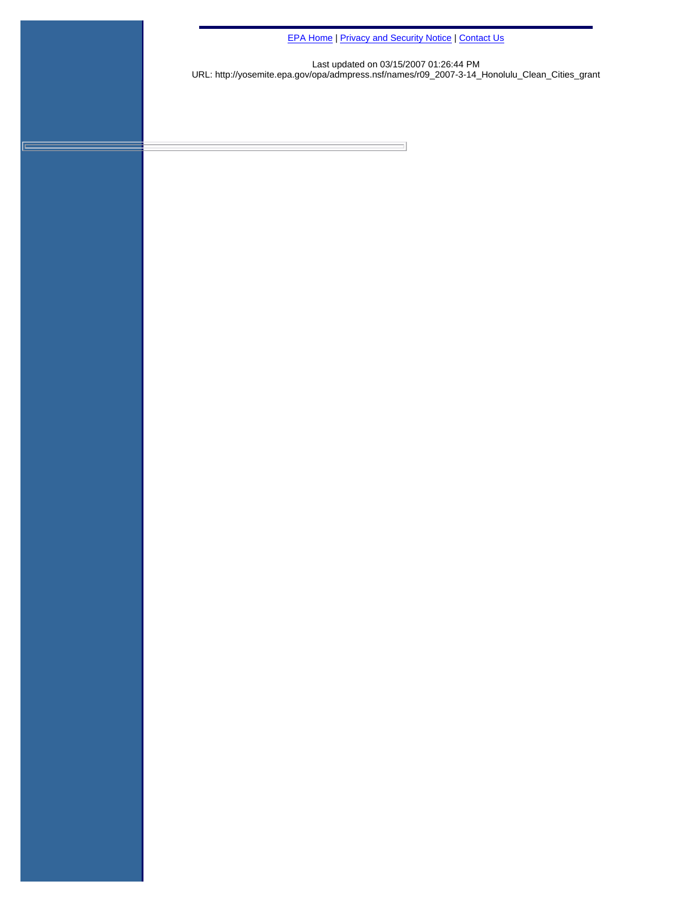[EPA Home](#) | [Privacy and Security Notice](#) | [Contact Us](#)

Last updated on 03/15/2007 01:26:44 PM
URL: http://yosemite.epa.gov/opa/admpress.nsf/names/r09_2007-3-14_Honolulu_Clean_Cities_grant